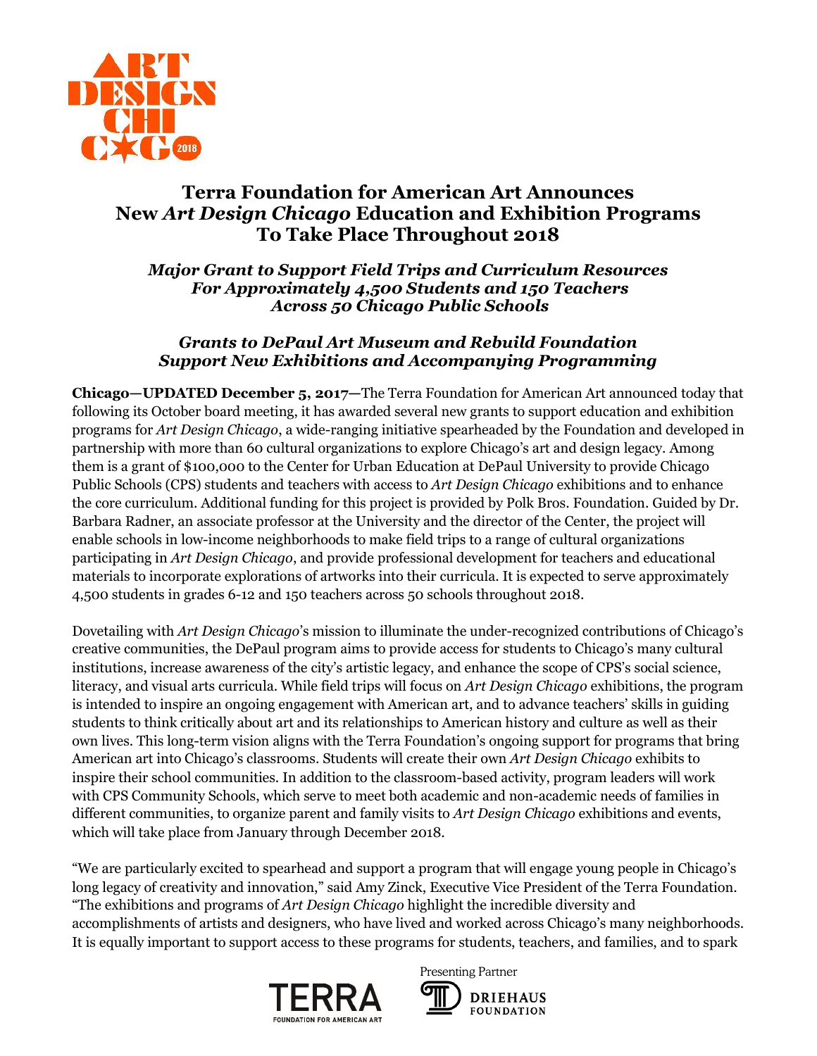# Terra Foundation for American Art Announces New *Art Design Chicago* Education and Exhibition Programs To Take Place Throughout 2018

### *Major Grant to Support Field Trips and Curriculum Resources For Approximately 4,500 Students and 150 Teachers Across 50 Chicago Public Schools*

### *Grants to DePaul Art Museum and Rebuild Foundation Support New Exhibitions and Accompanying Programming*

**Chicago—UPDATED December 5, 2017—**The Terra Foundation for American Art announced today that following its October board meeting, it has awarded several new grants to support education and exhibition programs for *Art Design Chicago*, a wide-ranging initiative spearheaded by the Foundation and developed in partnership with more than 60 cultural organizations to explore Chicago's art and design legacy. Among them is a grant of $100,000 to the Center for Urban Education at DePaul University to provide Chicago Public Schools (CPS) students and teachers with access to *Art Design Chicago* exhibitions and to enhance the core curriculum. Additional funding for this project is provided by Polk Bros. Foundation. Guided by Dr. Barbara Radner, an associate professor at the University and the director of the Center, the project will enable schools in low-income neighborhoods to make field trips to a range of cultural organizations participating in *Art Design Chicago*, and provide professional development for teachers and educational materials to incorporate explorations of artworks into their curricula. It is expected to serve approximately 4,500 students in grades 6-12 and 150 teachers across 50 schools throughout 2018.

Dovetailing with *Art Design Chicago*'s mission to illuminate the under-recognized contributions of Chicago's creative communities, the DePaul program aims to provide access for students to Chicago's many cultural institutions, increase awareness of the city's artistic legacy, and enhance the scope of CPS's social science, literacy, and visual arts curricula. While field trips will focus on *Art Design Chicago* exhibitions, the program is intended to inspire an ongoing engagement with American art, and to advance teachers' skills in guiding students to think critically about art and its relationships to American history and culture as well as their own lives. This long-term vision aligns with the Terra Foundation's ongoing support for programs that bring American art into Chicago's classrooms. Students will create their own *Art Design Chicago* exhibits to inspire their school communities. In addition to the classroom-based activity, program leaders will work with CPS Community Schools, which serve to meet both academic and non-academic needs of families in different communities, to organize parent and family visits to *Art Design Chicago* exhibitions and events, which will take place from January through December 2018.

"We are particularly excited to spearhead and support a program that will engage young people in Chicago's long legacy of creativity and innovation," said Amy Zinck, Executive Vice President of the Terra Foundation. "The exhibitions and programs of *Art Design Chicago* highlight the incredible diversity and accomplishments of artists and designers, who have lived and worked across Chicago's many neighborhoods. It is equally important to support access to these programs for students, teachers, and families, and to spark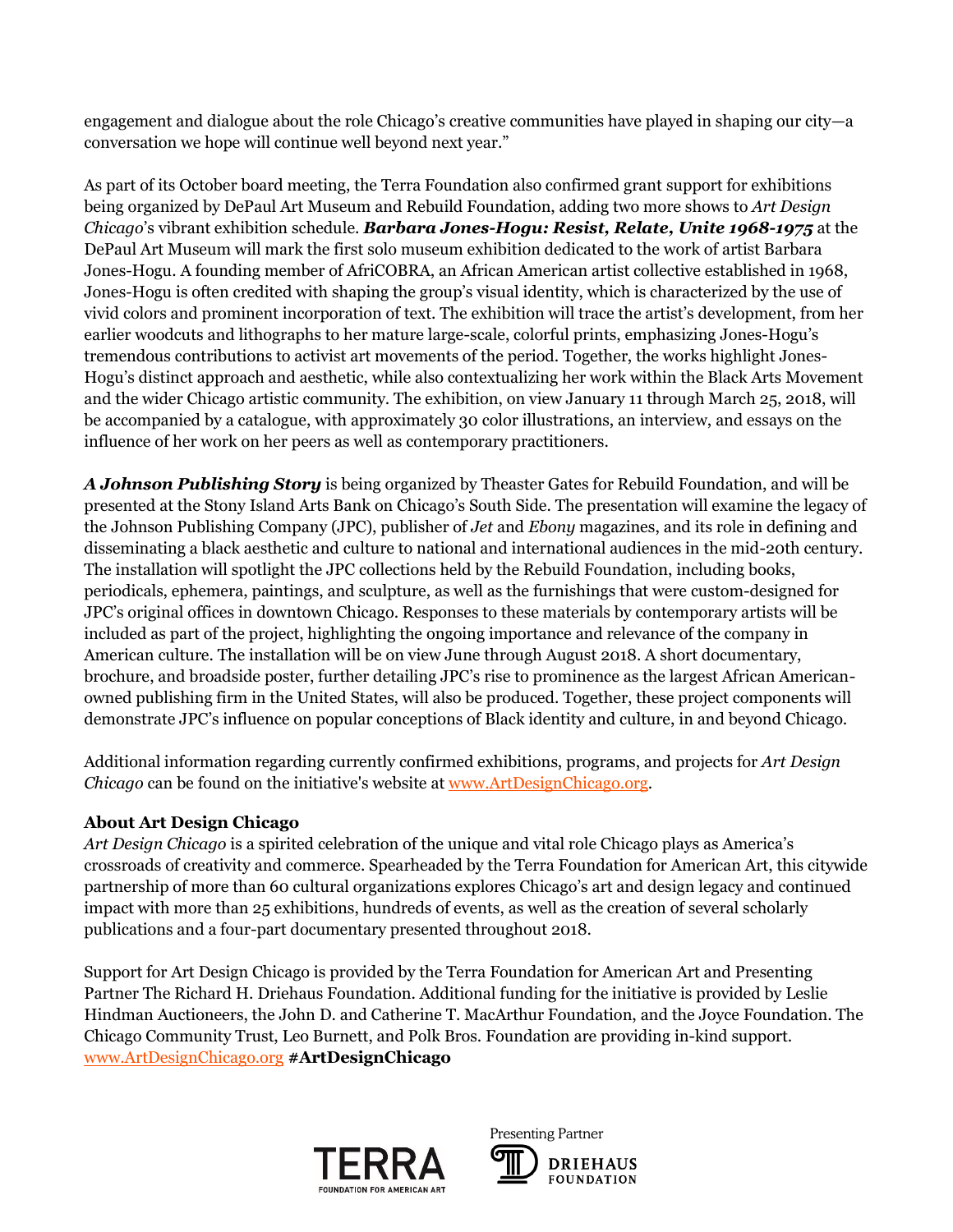engagement and dialogue about the role Chicago's creative communities have played in shaping our city—a conversation we hope will continue well beyond next year."

As part of its October board meeting, the Terra Foundation also confirmed grant support for exhibitions being organized by DePaul Art Museum and Rebuild Foundation, adding two more shows to *Art Design Chicago*'s vibrant exhibition schedule. ***Barbara Jones-Hogu: Resist, Relate, Unite 1968-1975*** at the DePaul Art Museum will mark the first solo museum exhibition dedicated to the work of artist Barbara Jones-Hogu. A founding member of AfriCOBRA, an African American artist collective established in 1968, Jones-Hogu is often credited with shaping the group's visual identity, which is characterized by the use of vivid colors and prominent incorporation of text. The exhibition will trace the artist's development, from her earlier woodcuts and lithographs to her mature large-scale, colorful prints, emphasizing Jones-Hogu's tremendous contributions to activist art movements of the period. Together, the works highlight Jones-Hogu's distinct approach and aesthetic, while also contextualizing her work within the Black Arts Movement and the wider Chicago artistic community. The exhibition, on view January 11 through March 25, 2018, will be accompanied by a catalogue, with approximately 30 color illustrations, an interview, and essays on the influence of her work on her peers as well as contemporary practitioners.

***A Johnson Publishing Story*** is being organized by Theaster Gates for Rebuild Foundation, and will be presented at the Stony Island Arts Bank on Chicago's South Side. The presentation will examine the legacy of the Johnson Publishing Company (JPC), publisher of *Jet* and *Ebony* magazines, and its role in defining and disseminating a black aesthetic and culture to national and international audiences in the mid-20th century. The installation will spotlight the JPC collections held by the Rebuild Foundation, including books, periodicals, ephemera, paintings, and sculpture, as well as the furnishings that were custom-designed for JPC's original offices in downtown Chicago. Responses to these materials by contemporary artists will be included as part of the project, highlighting the ongoing importance and relevance of the company in American culture. The installation will be on view June through August 2018. A short documentary, brochure, and broadside poster, further detailing JPC's rise to prominence as the largest African American-owned publishing firm in the United States, will also be produced. Together, these project components will demonstrate JPC's influence on popular conceptions of Black identity and culture, in and beyond Chicago.

Additional information regarding currently confirmed exhibitions, programs, and projects for *Art Design Chicago* can be found on the initiative's website at www.ArtDesignChicago.org.

**About Art Design Chicago**

*Art Design Chicago* is a spirited celebration of the unique and vital role Chicago plays as America's crossroads of creativity and commerce. Spearheaded by the Terra Foundation for American Art, this citywide partnership of more than 60 cultural organizations explores Chicago's art and design legacy and continued impact with more than 25 exhibitions, hundreds of events, as well as the creation of several scholarly publications and a four-part documentary presented throughout 2018.

Support for Art Design Chicago is provided by the Terra Foundation for American Art and Presenting Partner The Richard H. Driehaus Foundation. Additional funding for the initiative is provided by Leslie Hindman Auctioneers, the John D. and Catherine T. MacArthur Foundation, and the Joyce Foundation. The Chicago Community Trust, Leo Burnett, and Polk Bros. Foundation are providing in-kind support.
www.ArtDesignChicago.org **#ArtDesignChicago**

TERRA FOUNDATION FOR AMERICAN ART

Presenting Partner DRIEHAUS FOUNDATION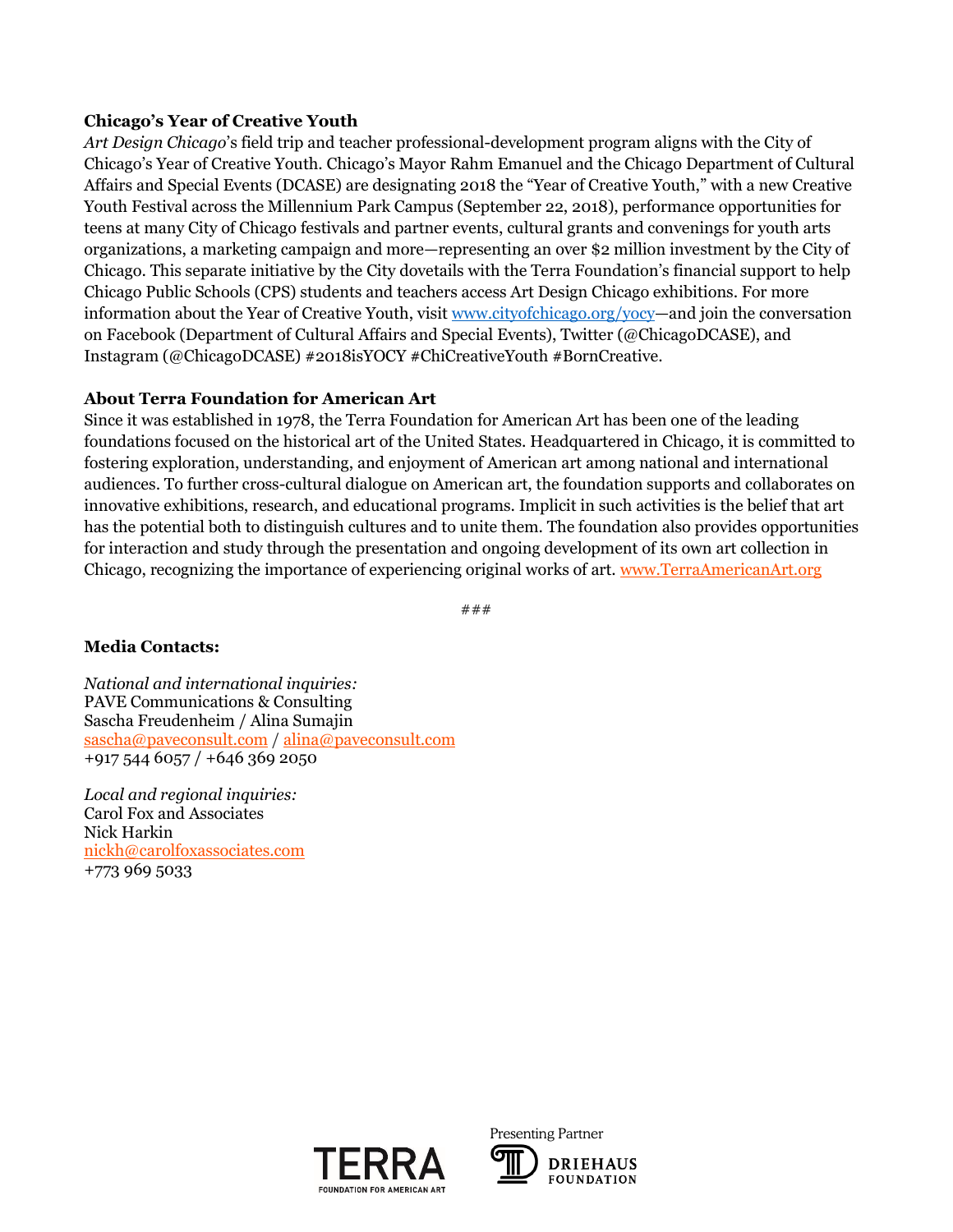**Chicago's Year of Creative Youth**

*Art Design Chicago*'s field trip and teacher professional-development program aligns with the City of Chicago's Year of Creative Youth. Chicago's Mayor Rahm Emanuel and the Chicago Department of Cultural Affairs and Special Events (DCASE) are designating 2018 the "Year of Creative Youth," with a new Creative Youth Festival across the Millennium Park Campus (September 22, 2018), performance opportunities for teens at many City of Chicago festivals and partner events, cultural grants and convenings for youth arts organizations, a marketing campaign and more—representing an over $2 million investment by the City of Chicago. This separate initiative by the City dovetails with the Terra Foundation's financial support to help Chicago Public Schools (CPS) students and teachers access Art Design Chicago exhibitions. For more information about the Year of Creative Youth, visit www.cityofchicago.org/yocy—and join the conversation on Facebook (Department of Cultural Affairs and Special Events), Twitter (@ChicagoDCASE), and Instagram (@ChicagoDCASE) #2018isYOCY #ChiCreativeYouth #BornCreative.

**About Terra Foundation for American Art**

Since it was established in 1978, the Terra Foundation for American Art has been one of the leading foundations focused on the historical art of the United States. Headquartered in Chicago, it is committed to fostering exploration, understanding, and enjoyment of American art among national and international audiences. To further cross-cultural dialogue on American art, the foundation supports and collaborates on innovative exhibitions, research, and educational programs. Implicit in such activities is the belief that art has the potential both to distinguish cultures and to unite them. The foundation also provides opportunities for interaction and study through the presentation and ongoing development of its own art collection in Chicago, recognizing the importance of experiencing original works of art. www.TerraAmericanArt.org

###

**Media Contacts:**

*National and international inquiries:*
PAVE Communications & Consulting
Sascha Freudenheim / Alina Sumajin
sascha@paveconsult.com / alina@paveconsult.com
+917 544 6057 / +646 369 2050

*Local and regional inquiries:*
Carol Fox and Associates
Nick Harkin
nickh@carolfoxassociates.com
+773 969 5033

TERRA FOUNDATION FOR AMERICAN ART

Presenting Partner
DRIEHAUS FOUNDATION